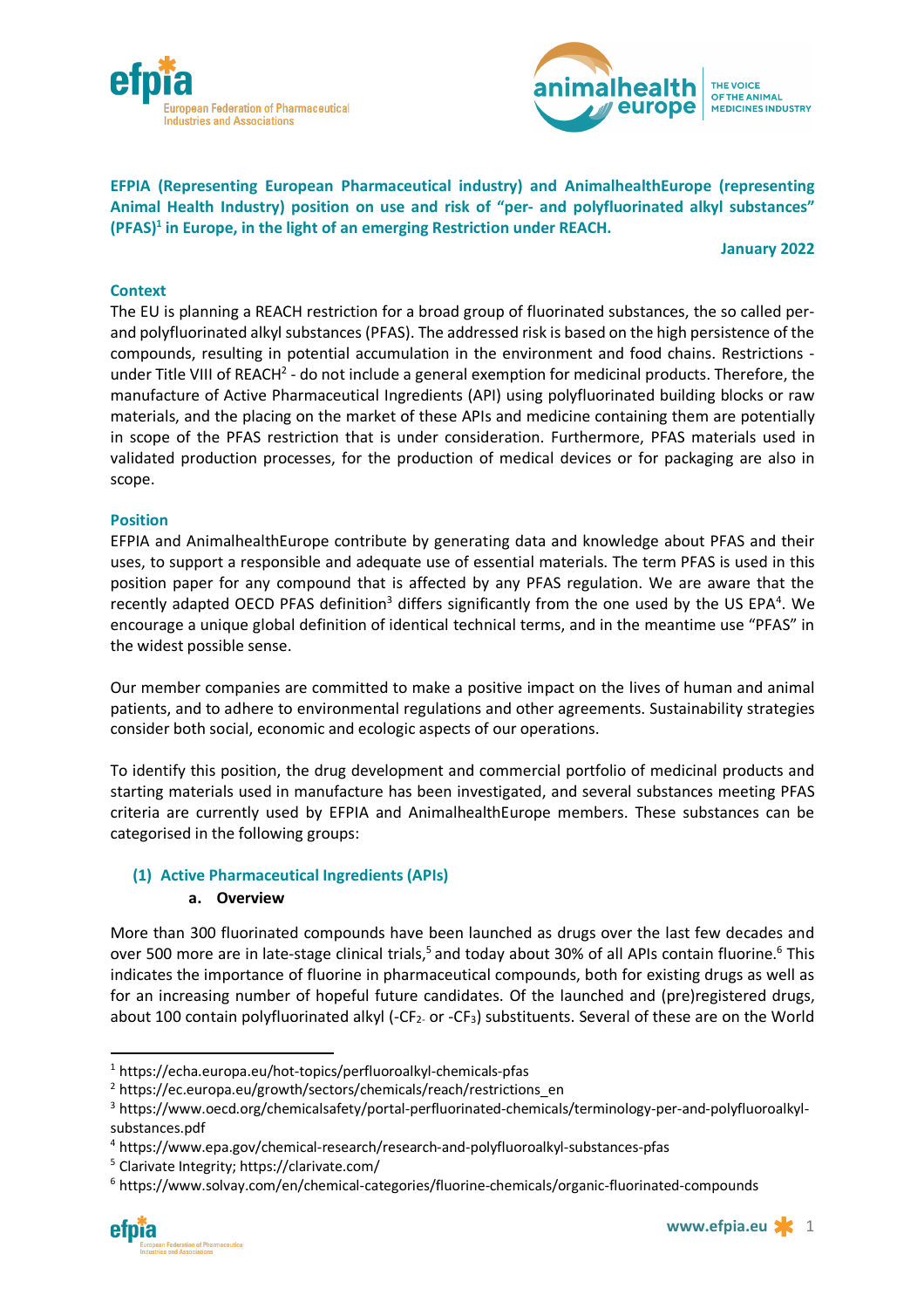**EFPIA (Representing European Pharmaceutical industry) and AnimalhealthEurope (representing Animal Health Industry) position on use and risk of "per- and polyfluorinated alkyl substances" (PFAS)[1] in Europe, in the light of an emerging Restriction under REACH.**

**January 2022**

## Context

The EU is planning a REACH restriction for a broad group of fluorinated substances, the so called per- and polyfluorinated alkyl substances (PFAS). The addressed risk is based on the high persistence of the compounds, resulting in potential accumulation in the environment and food chains. Restrictions - under Title VIII of REACH[2] - do not include a general exemption for medicinal products. Therefore, the manufacture of Active Pharmaceutical Ingredients (API) using polyfluorinated building blocks or raw materials, and the placing on the market of these APIs and medicine containing them are potentially in scope of the PFAS restriction that is under consideration. Furthermore, PFAS materials used in validated production processes, for the production of medical devices or for packaging are also in scope.

## Position

EFPIA and AnimalhealthEurope contribute by generating data and knowledge about PFAS and their uses, to support a responsible and adequate use of essential materials. The term PFAS is used in this position paper for any compound that is affected by any PFAS regulation. We are aware that the recently adapted OECD PFAS definition[3] differs significantly from the one used by the US EPA[4]. We encourage a unique global definition of identical technical terms, and in the meantime use "PFAS" in the widest possible sense.

Our member companies are committed to make a positive impact on the lives of human and animal patients, and to adhere to environmental regulations and other agreements. Sustainability strategies consider both social, economic and ecologic aspects of our operations.

To identify this position, the drug development and commercial portfolio of medicinal products and starting materials used in manufacture has been investigated, and several substances meeting PFAS criteria are currently used by EFPIA and AnimalhealthEurope members. These substances can be categorised in the following groups:

### (1) Active Pharmaceutical Ingredients (APIs)

#### a. Overview

More than 300 fluorinated compounds have been launched as drugs over the last few decades and over 500 more are in late-stage clinical trials,[5] and today about 30% of all APIs contain fluorine.[6] This indicates the importance of fluorine in pharmaceutical compounds, both for existing drugs as well as for an increasing number of hopeful future candidates. Of the launched and (pre)registered drugs, about 100 contain polyfluorinated alkyl ($-CF_2-$ or $-CF_3$) substituents. Several of these are on the World

---

[1] https://echa.europa.eu/hot-topics/perfluoroalkyl-chemicals-pfas

[2] https://ec.europa.eu/growth/sectors/chemicals/reach/restrictions_en

[3] https://www.oecd.org/chemicalsafety/portal-perfluorinated-chemicals/terminology-per-and-polyfluoroalkyl-substances.pdf

[4] https://www.epa.gov/chemical-research/research-and-polyfluoroalkyl-substances-pfas

[5] Clarivate Integrity; https://clarivate.com/

[6] https://www.solvay.com/en/chemical-categories/fluorine-chemicals/organic-fluorinated-compounds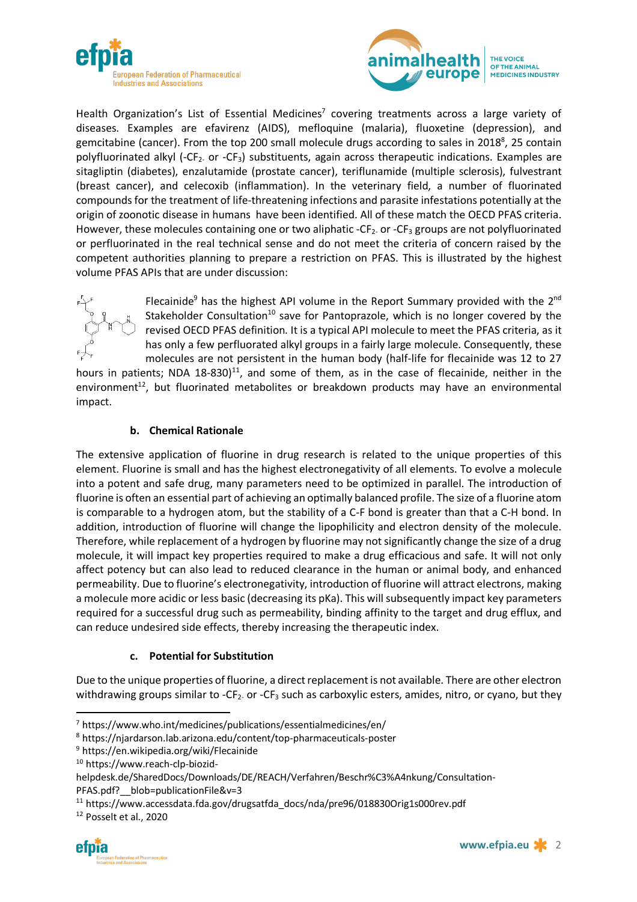Health Organization's List of Essential Medicines[7] covering treatments across a large variety of diseases. Examples are efavirenz (AIDS), mefloquine (malaria), fluoxetine (depression), and gemcitabine (cancer). From the top 200 small molecule drugs according to sales in 2018[8], 25 contain polyfluorinated alkyl (-$CF_2$- or -$CF_3$) substituents, again across therapeutic indications. Examples are sitagliptin (diabetes), enzalutamide (prostate cancer), teriflunamide (multiple sclerosis), fulvestrant (breast cancer), and celecoxib (inflammation). In the veterinary field, a number of fluorinated compounds for the treatment of life-threatening infections and parasite infestations potentially at the origin of zoonotic disease in humans have been identified. All of these match the OECD PFAS criteria. However, these molecules containing one or two aliphatic -$CF_2$- or -$CF_3$ groups are not polyfluorinated or perfluorinated in the real technical sense and do not meet the criteria of concern raised by the competent authorities planning to prepare a restriction on PFAS. This is illustrated by the highest volume PFAS APIs that are under discussion:

Flecainide[9] has the highest API volume in the Report Summary provided with the 2nd Stakeholder Consultation[10] save for Pantoprazole, which is no longer covered by the revised OECD PFAS definition. It is a typical API molecule to meet the PFAS criteria, as it has only a few perfluorated alkyl groups in a fairly large molecule. Consequently, these molecules are not persistent in the human body (half-life for flecainide was 12 to 27 hours in patients; NDA 18-830)[11], and some of them, as in the case of flecainide, neither in the environment[12], but fluorinated metabolites or breakdown products may have an environmental impact.

### b. Chemical Rationale

The extensive application of fluorine in drug research is related to the unique properties of this element. Fluorine is small and has the highest electronegativity of all elements. To evolve a molecule into a potent and safe drug, many parameters need to be optimized in parallel. The introduction of fluorine is often an essential part of achieving an optimally balanced profile. The size of a fluorine atom is comparable to a hydrogen atom, but the stability of a C-F bond is greater than that a C-H bond. In addition, introduction of fluorine will change the lipophilicity and electron density of the molecule. Therefore, while replacement of a hydrogen by fluorine may not significantly change the size of a drug molecule, it will impact key properties required to make a drug efficacious and safe. It will not only affect potency but can also lead to reduced clearance in the human or animal body, and enhanced permeability. Due to fluorine's electronegativity, introduction of fluorine will attract electrons, making a molecule more acidic or less basic (decreasing its pKa). This will subsequently impact key parameters required for a successful drug such as permeability, binding affinity to the target and drug efflux, and can reduce undesired side effects, thereby increasing the therapeutic index.

### c. Potential for Substitution

Due to the unique properties of fluorine, a direct replacement is not available. There are other electron withdrawing groups similar to -$CF_2$- or -$CF_3$ such as carboxylic esters, amides, nitro, or cyano, but they

---

[7] https://www.who.int/medicines/publications/essentialmedicines/en/

[8] https://njardarson.lab.arizona.edu/content/top-pharmaceuticals-poster

[9] https://en.wikipedia.org/wiki/Flecainide

[10] https://www.reach-clp-biozid-helpdesk.de/SharedDocs/Downloads/DE/REACH/Verfahren/Beschr%C3%A4nkung/Consultation-PFAS.pdf?__blob=publicationFile&v=3

[11] https://www.accessdata.fda.gov/drugsatfda_docs/nda/pre96/018830Orig1s000rev.pdf

[12] Posselt et al., 2020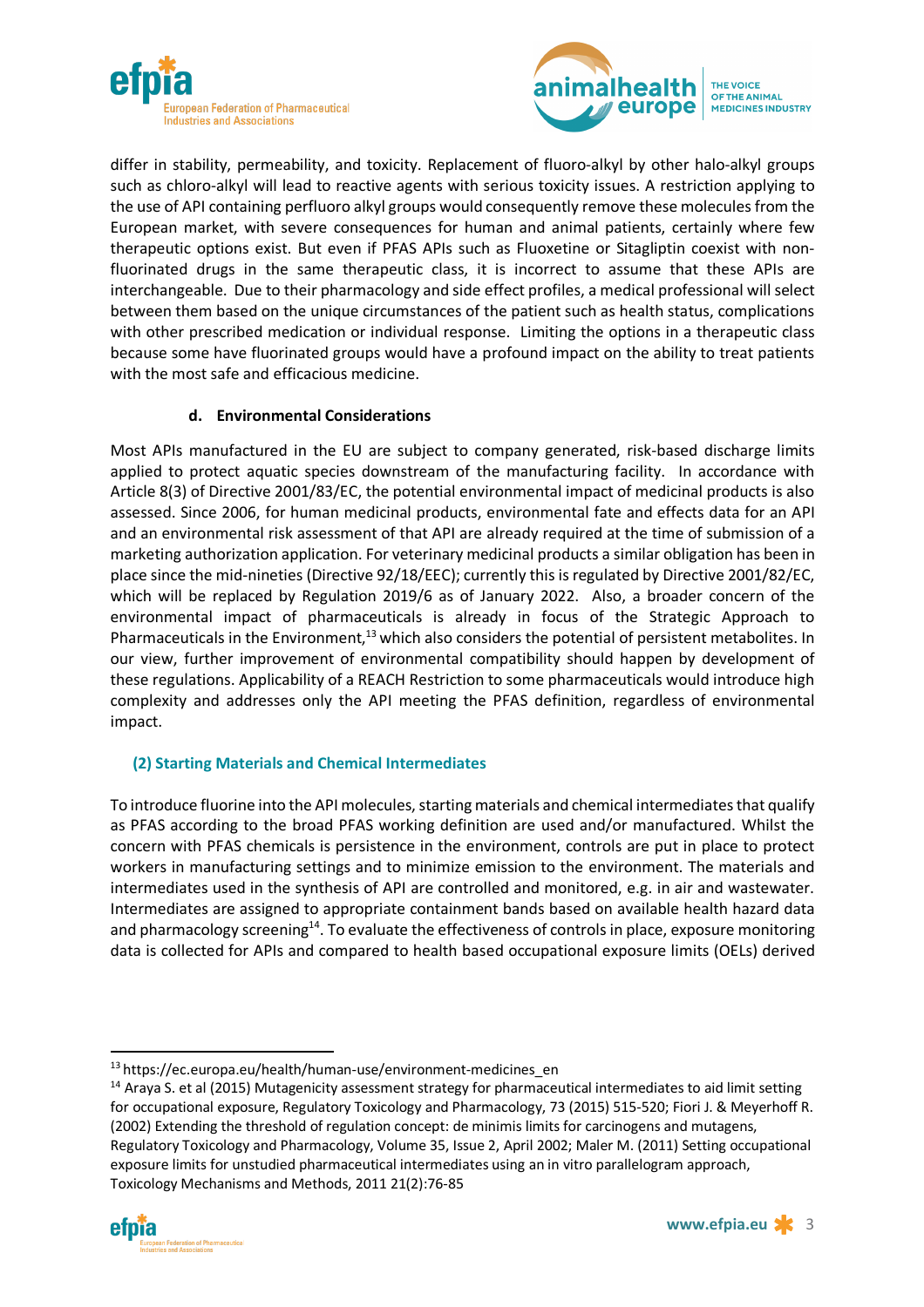differ in stability, permeability, and toxicity. Replacement of fluoro-alkyl by other halo-alkyl groups such as chloro-alkyl will lead to reactive agents with serious toxicity issues. A restriction applying to the use of API containing perfluoro alkyl groups would consequently remove these molecules from the European market, with severe consequences for human and animal patients, certainly where few therapeutic options exist. But even if PFAS APIs such as Fluoxetine or Sitagliptin coexist with non-fluorinated drugs in the same therapeutic class, it is incorrect to assume that these APIs are interchangeable. Due to their pharmacology and side effect profiles, a medical professional will select between them based on the unique circumstances of the patient such as health status, complications with other prescribed medication or individual response. Limiting the options in a therapeutic class because some have fluorinated groups would have a profound impact on the ability to treat patients with the most safe and efficacious medicine.

#### d. Environmental Considerations

Most APIs manufactured in the EU are subject to company generated, risk-based discharge limits applied to protect aquatic species downstream of the manufacturing facility. In accordance with Article 8(3) of Directive 2001/83/EC, the potential environmental impact of medicinal products is also assessed. Since 2006, for human medicinal products, environmental fate and effects data for an API and an environmental risk assessment of that API are already required at the time of submission of a marketing authorization application. For veterinary medicinal products a similar obligation has been in place since the mid-nineties (Directive 92/18/EEC); currently this is regulated by Directive 2001/82/EC, which will be replaced by Regulation 2019/6 as of January 2022. Also, a broader concern of the environmental impact of pharmaceuticals is already in focus of the Strategic Approach to Pharmaceuticals in the Environment,[13] which also considers the potential of persistent metabolites. In our view, further improvement of environmental compatibility should happen by development of these regulations. Applicability of a REACH Restriction to some pharmaceuticals would introduce high complexity and addresses only the API meeting the PFAS definition, regardless of environmental impact.

### (2) Starting Materials and Chemical Intermediates

To introduce fluorine into the API molecules, starting materials and chemical intermediates that qualify as PFAS according to the broad PFAS working definition are used and/or manufactured. Whilst the concern with PFAS chemicals is persistence in the environment, controls are put in place to protect workers in manufacturing settings and to minimize emission to the environment. The materials and intermediates used in the synthesis of API are controlled and monitored, e.g. in air and wastewater. Intermediates are assigned to appropriate containment bands based on available health hazard data and pharmacology screening[14]. To evaluate the effectiveness of controls in place, exposure monitoring data is collected for APIs and compared to health based occupational exposure limits (OELs) derived

---

[13] https://ec.europa.eu/health/human-use/environment-medicines_en

[14] Araya S. et al (2015) Mutagenicity assessment strategy for pharmaceutical intermediates to aid limit setting for occupational exposure, Regulatory Toxicology and Pharmacology, 73 (2015) 515-520; Fiori J. & Meyerhoff R. (2002) Extending the threshold of regulation concept: de minimis limits for carcinogens and mutagens, Regulatory Toxicology and Pharmacology, Volume 35, Issue 2, April 2002; Maler M. (2011) Setting occupational exposure limits for unstudied pharmaceutical intermediates using an in vitro parallelogram approach, Toxicology Mechanisms and Methods, 2011 21(2):76-85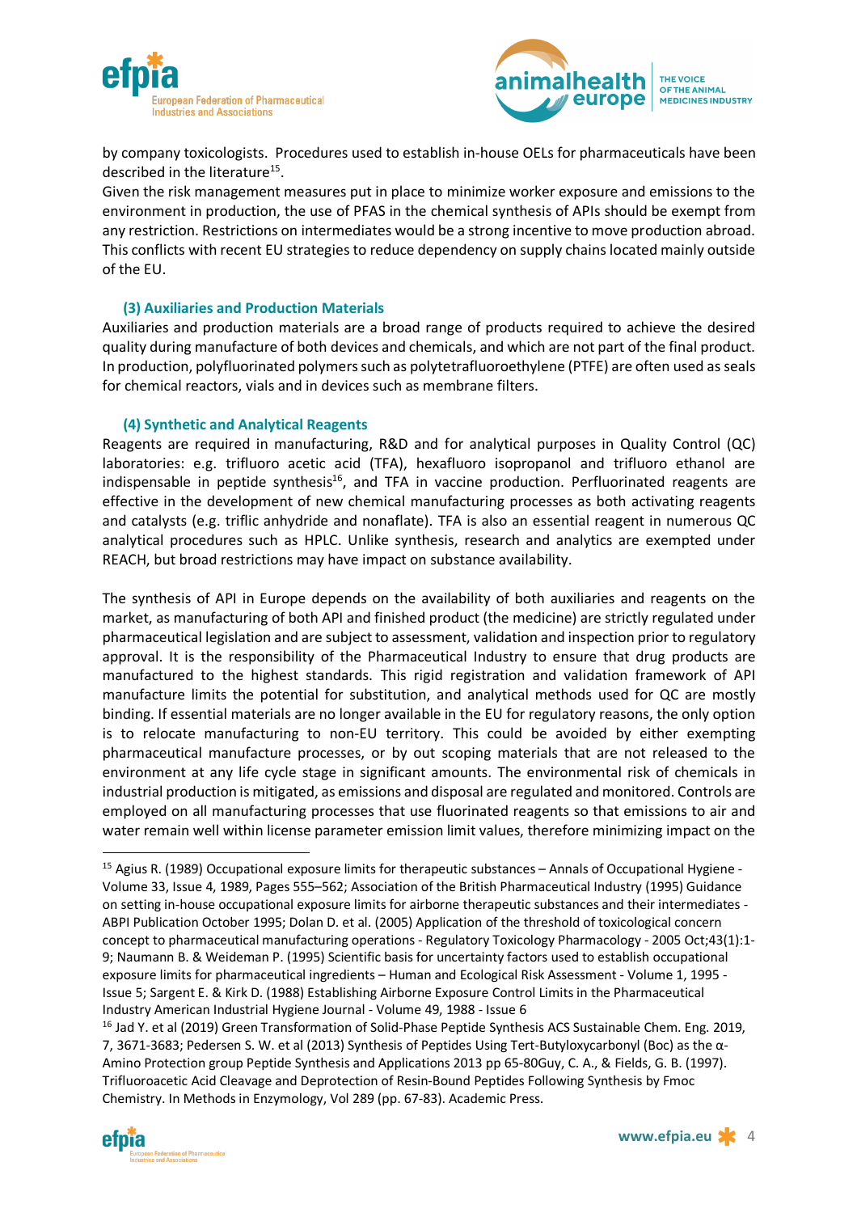by company toxicologists. Procedures used to establish in-house OELs for pharmaceuticals have been described in the literature[15].

Given the risk management measures put in place to minimize worker exposure and emissions to the environment in production, the use of PFAS in the chemical synthesis of APIs should be exempt from any restriction. Restrictions on intermediates would be a strong incentive to move production abroad. This conflicts with recent EU strategies to reduce dependency on supply chains located mainly outside of the EU.

### (3) Auxiliaries and Production Materials

Auxiliaries and production materials are a broad range of products required to achieve the desired quality during manufacture of both devices and chemicals, and which are not part of the final product. In production, polyfluorinated polymers such as polytetrafluoroethylene (PTFE) are often used as seals for chemical reactors, vials and in devices such as membrane filters.

### (4) Synthetic and Analytical Reagents

Reagents are required in manufacturing, R&D and for analytical purposes in Quality Control (QC) laboratories: e.g. trifluoro acetic acid (TFA), hexafluoro isopropanol and trifluoro ethanol are indispensable in peptide synthesis[16], and TFA in vaccine production. Perfluorinated reagents are effective in the development of new chemical manufacturing processes as both activating reagents and catalysts (e.g. triflic anhydride and nonaflate). TFA is also an essential reagent in numerous QC analytical procedures such as HPLC. Unlike synthesis, research and analytics are exempted under REACH, but broad restrictions may have impact on substance availability.

The synthesis of API in Europe depends on the availability of both auxiliaries and reagents on the market, as manufacturing of both API and finished product (the medicine) are strictly regulated under pharmaceutical legislation and are subject to assessment, validation and inspection prior to regulatory approval. It is the responsibility of the Pharmaceutical Industry to ensure that drug products are manufactured to the highest standards. This rigid registration and validation framework of API manufacture limits the potential for substitution, and analytical methods used for QC are mostly binding. If essential materials are no longer available in the EU for regulatory reasons, the only option is to relocate manufacturing to non-EU territory. This could be avoided by either exempting pharmaceutical manufacture processes, or by out scoping materials that are not released to the environment at any life cycle stage in significant amounts. The environmental risk of chemicals in industrial production is mitigated, as emissions and disposal are regulated and monitored. Controls are employed on all manufacturing processes that use fluorinated reagents so that emissions to air and water remain well within license parameter emission limit values, therefore minimizing impact on the

---

[15] Agius R. (1989) Occupational exposure limits for therapeutic substances – Annals of Occupational Hygiene - Volume 33, Issue 4, 1989, Pages 555–562; Association of the British Pharmaceutical Industry (1995) Guidance on setting in-house occupational exposure limits for airborne therapeutic substances and their intermediates - ABPI Publication October 1995; Dolan D. et al. (2005) Application of the threshold of toxicological concern concept to pharmaceutical manufacturing operations - Regulatory Toxicology Pharmacology - 2005 Oct;43(1):1-9; Naumann B. & Weideman P. (1995) Scientific basis for uncertainty factors used to establish occupational exposure limits for pharmaceutical ingredients – Human and Ecological Risk Assessment - Volume 1, 1995 - Issue 5; Sargent E. & Kirk D. (1988) Establishing Airborne Exposure Control Limits in the Pharmaceutical Industry American Industrial Hygiene Journal - Volume 49, 1988 - Issue 6

[16] Jad Y. et al (2019) Green Transformation of Solid-Phase Peptide Synthesis ACS Sustainable Chem. Eng. 2019, 7, 3671-3683; Pedersen S. W. et al (2013) Synthesis of Peptides Using Tert-Butyloxycarbonyl (Boc) as the α-Amino Protection group Peptide Synthesis and Applications 2013 pp 65-80Guy, C. A., & Fields, G. B. (1997). Trifluoroacetic Acid Cleavage and Deprotection of Resin-Bound Peptides Following Synthesis by Fmoc Chemistry. In Methods in Enzymology, Vol 289 (pp. 67-83). Academic Press.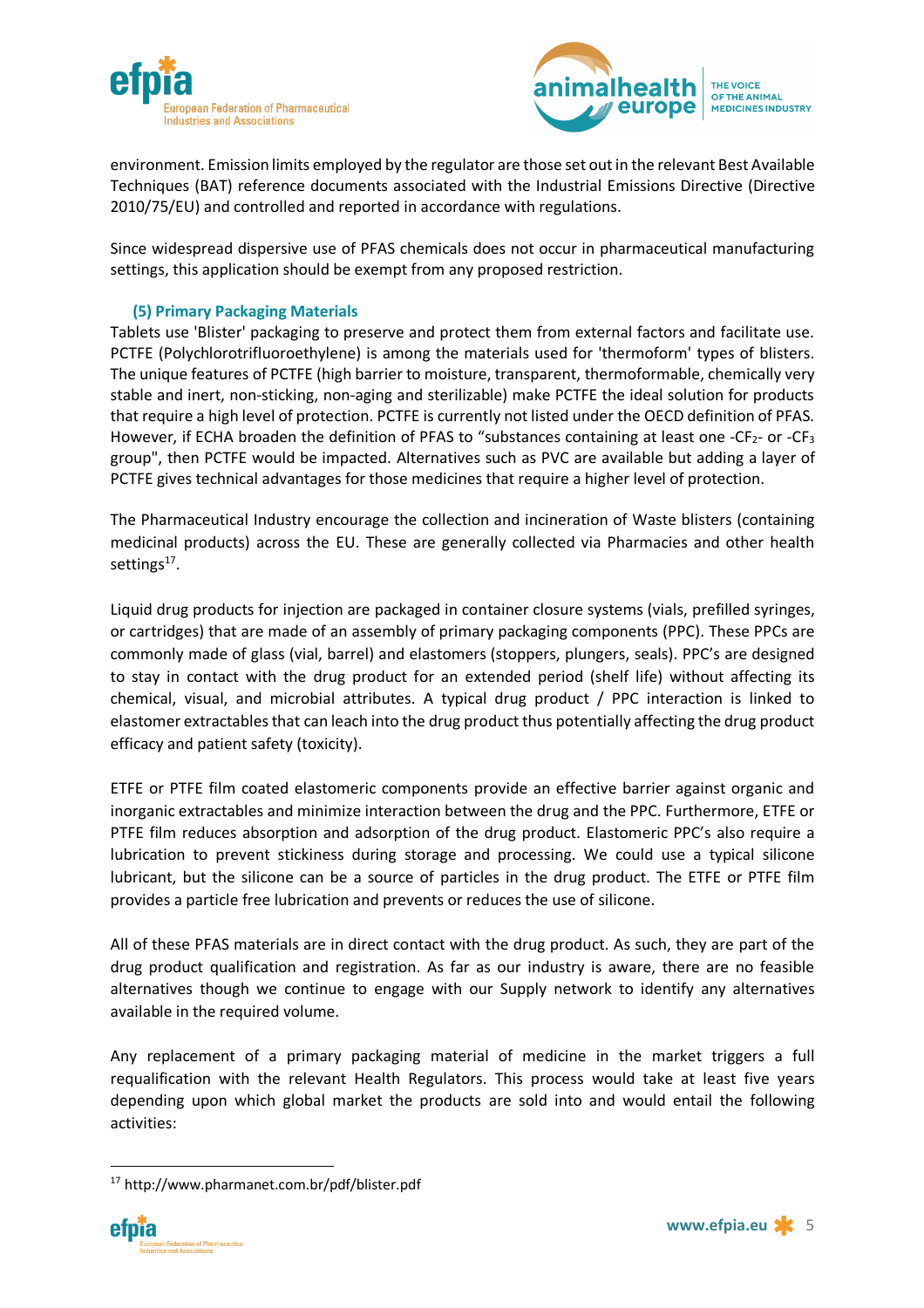environment. Emission limits employed by the regulator are those set out in the relevant Best Available Techniques (BAT) reference documents associated with the Industrial Emissions Directive (Directive 2010/75/EU) and controlled and reported in accordance with regulations.

Since widespread dispersive use of PFAS chemicals does not occur in pharmaceutical manufacturing settings, this application should be exempt from any proposed restriction.

### (5) Primary Packaging Materials

Tablets use 'Blister' packaging to preserve and protect them from external factors and facilitate use. PCTFE (Polychlorotrifluoroethylene) is among the materials used for 'thermoform' types of blisters. The unique features of PCTFE (high barrier to moisture, transparent, thermoformable, chemically very stable and inert, non-sticking, non-aging and sterilizable) make PCTFE the ideal solution for products that require a high level of protection. PCTFE is currently not listed under the OECD definition of PFAS. However, if ECHA broaden the definition of PFAS to "substances containing at least one $-CF_2-$ or $-CF_3$ group", then PCTFE would be impacted. Alternatives such as PVC are available but adding a layer of PCTFE gives technical advantages for those medicines that require a higher level of protection.

The Pharmaceutical Industry encourage the collection and incineration of Waste blisters (containing medicinal products) across the EU. These are generally collected via Pharmacies and other health settings[17].

Liquid drug products for injection are packaged in container closure systems (vials, prefilled syringes, or cartridges) that are made of an assembly of primary packaging components (PPC). These PPCs are commonly made of glass (vial, barrel) and elastomers (stoppers, plungers, seals). PPC's are designed to stay in contact with the drug product for an extended period (shelf life) without affecting its chemical, visual, and microbial attributes. A typical drug product / PPC interaction is linked to elastomer extractables that can leach into the drug product thus potentially affecting the drug product efficacy and patient safety (toxicity).

ETFE or PTFE film coated elastomeric components provide an effective barrier against organic and inorganic extractables and minimize interaction between the drug and the PPC. Furthermore, ETFE or PTFE film reduces absorption and adsorption of the drug product. Elastomeric PPC's also require a lubrication to prevent stickiness during storage and processing. We could use a typical silicone lubricant, but the silicone can be a source of particles in the drug product. The ETFE or PTFE film provides a particle free lubrication and prevents or reduces the use of silicone.

All of these PFAS materials are in direct contact with the drug product. As such, they are part of the drug product qualification and registration. As far as our industry is aware, there are no feasible alternatives though we continue to engage with our Supply network to identify any alternatives available in the required volume.

Any replacement of a primary packaging material of medicine in the market triggers a full requalification with the relevant Health Regulators. This process would take at least five years depending upon which global market the products are sold into and would entail the following activities:

---

[17] http://www.pharmanet.com.br/pdf/blister.pdf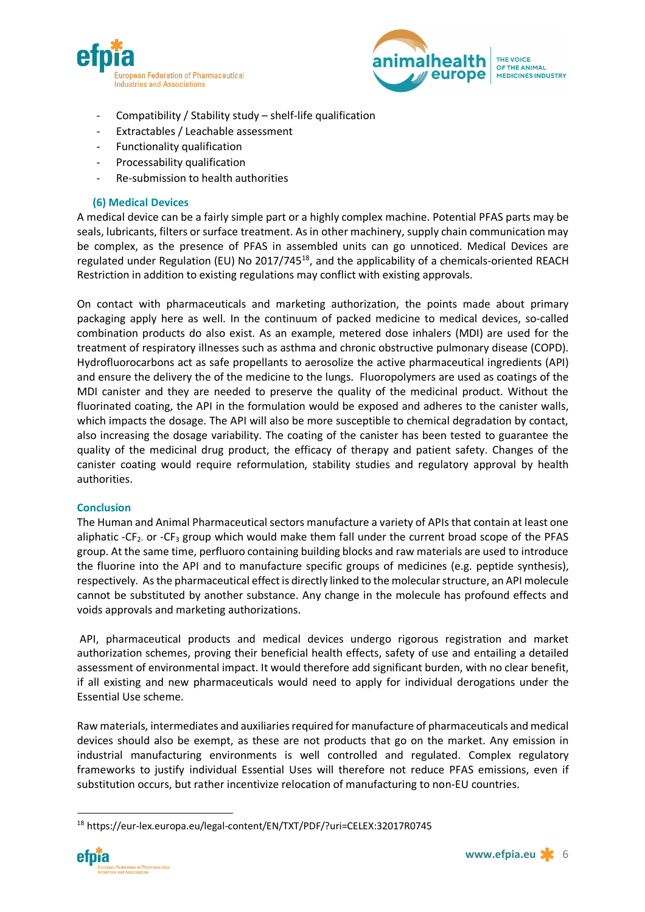- Compatibility / Stability study – shelf-life qualification
- Extractables / Leachable assessment
- Functionality qualification
- Processability qualification
- Re-submission to health authorities

### (6) Medical Devices

A medical device can be a fairly simple part or a highly complex machine. Potential PFAS parts may be seals, lubricants, filters or surface treatment. As in other machinery, supply chain communication may be complex, as the presence of PFAS in assembled units can go unnoticed. Medical Devices are regulated under Regulation (EU) No 2017/745[18], and the applicability of a chemicals-oriented REACH Restriction in addition to existing regulations may conflict with existing approvals.

On contact with pharmaceuticals and marketing authorization, the points made about primary packaging apply here as well. In the continuum of packed medicine to medical devices, so-called combination products do also exist. As an example, metered dose inhalers (MDI) are used for the treatment of respiratory illnesses such as asthma and chronic obstructive pulmonary disease (COPD). Hydrofluorocarbons act as safe propellants to aerosolize the active pharmaceutical ingredients (API) and ensure the delivery the of the medicine to the lungs. Fluoropolymers are used as coatings of the MDI canister and they are needed to preserve the quality of the medicinal product. Without the fluorinated coating, the API in the formulation would be exposed and adheres to the canister walls, which impacts the dosage. The API will also be more susceptible to chemical degradation by contact, also increasing the dosage variability. The coating of the canister has been tested to guarantee the quality of the medicinal drug product, the efficacy of therapy and patient safety. Changes of the canister coating would require reformulation, stability studies and regulatory approval by health authorities.

## Conclusion

The Human and Animal Pharmaceutical sectors manufacture a variety of APIs that contain at least one aliphatic $-CF_2-$ or $-CF_3$ group which would make them fall under the current broad scope of the PFAS group. At the same time, perfluoro containing building blocks and raw materials are used to introduce the fluorine into the API and to manufacture specific groups of medicines (e.g. peptide synthesis), respectively. As the pharmaceutical effect is directly linked to the molecular structure, an API molecule cannot be substituted by another substance. Any change in the molecule has profound effects and voids approvals and marketing authorizations.

API, pharmaceutical products and medical devices undergo rigorous registration and market authorization schemes, proving their beneficial health effects, safety of use and entailing a detailed assessment of environmental impact. It would therefore add significant burden, with no clear benefit, if all existing and new pharmaceuticals would need to apply for individual derogations under the Essential Use scheme.

Raw materials, intermediates and auxiliaries required for manufacture of pharmaceuticals and medical devices should also be exempt, as these are not products that go on the market. Any emission in industrial manufacturing environments is well controlled and regulated. Complex regulatory frameworks to justify individual Essential Uses will therefore not reduce PFAS emissions, even if substitution occurs, but rather incentivize relocation of manufacturing to non-EU countries.

---

[18] https://eur-lex.europa.eu/legal-content/EN/TXT/PDF/?uri=CELEX:32017R0745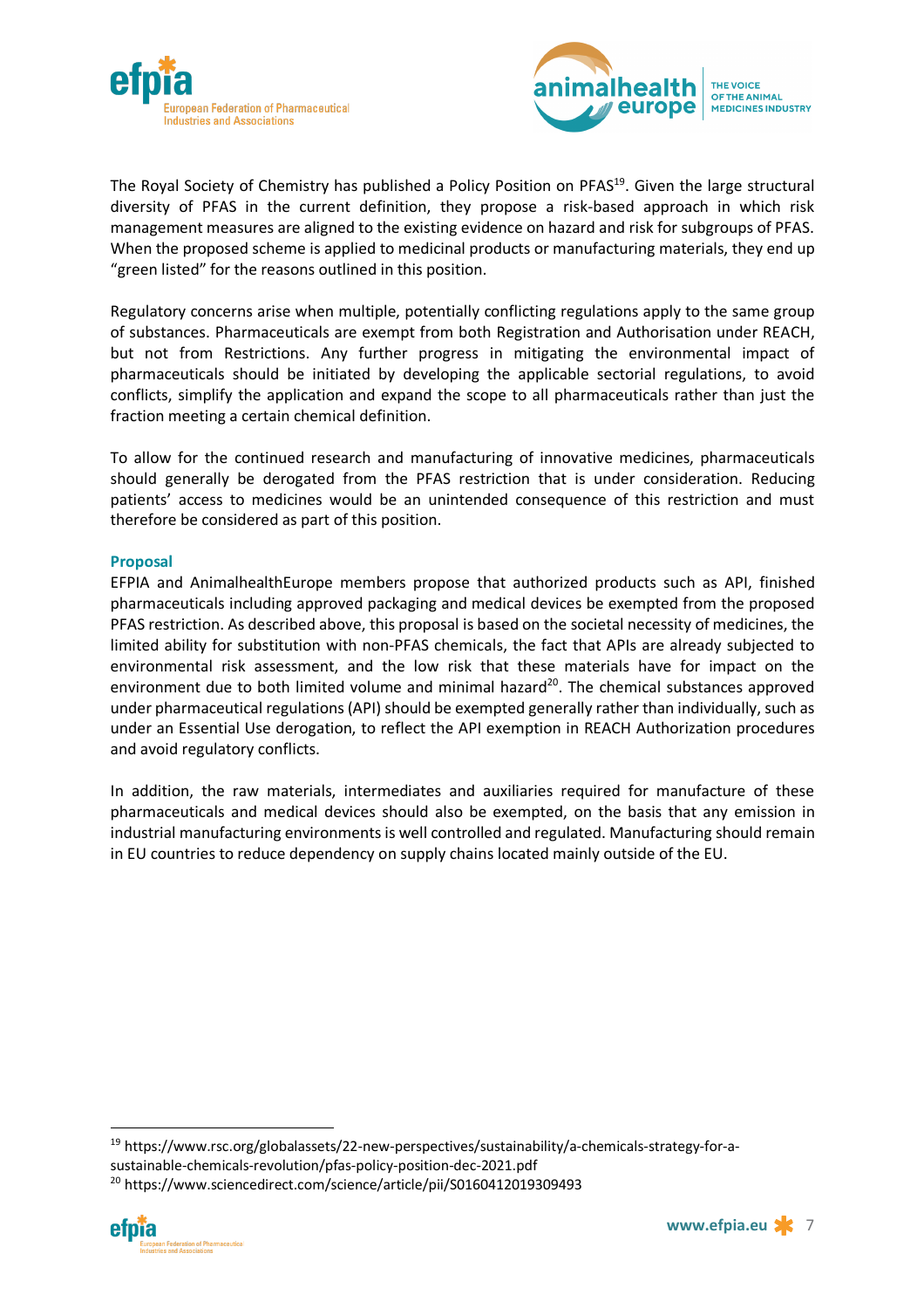The Royal Society of Chemistry has published a Policy Position on PFAS[19]. Given the large structural diversity of PFAS in the current definition, they propose a risk-based approach in which risk management measures are aligned to the existing evidence on hazard and risk for subgroups of PFAS. When the proposed scheme is applied to medicinal products or manufacturing materials, they end up "green listed" for the reasons outlined in this position.

Regulatory concerns arise when multiple, potentially conflicting regulations apply to the same group of substances. Pharmaceuticals are exempt from both Registration and Authorisation under REACH, but not from Restrictions. Any further progress in mitigating the environmental impact of pharmaceuticals should be initiated by developing the applicable sectorial regulations, to avoid conflicts, simplify the application and expand the scope to all pharmaceuticals rather than just the fraction meeting a certain chemical definition.

To allow for the continued research and manufacturing of innovative medicines, pharmaceuticals should generally be derogated from the PFAS restriction that is under consideration. Reducing patients' access to medicines would be an unintended consequence of this restriction and must therefore be considered as part of this position.

**Proposal**

EFPIA and AnimalhealthEurope members propose that authorized products such as API, finished pharmaceuticals including approved packaging and medical devices be exempted from the proposed PFAS restriction. As described above, this proposal is based on the societal necessity of medicines, the limited ability for substitution with non-PFAS chemicals, the fact that APIs are already subjected to environmental risk assessment, and the low risk that these materials have for impact on the environment due to both limited volume and minimal hazard[20]. The chemical substances approved under pharmaceutical regulations (API) should be exempted generally rather than individually, such as under an Essential Use derogation, to reflect the API exemption in REACH Authorization procedures and avoid regulatory conflicts.

In addition, the raw materials, intermediates and auxiliaries required for manufacture of these pharmaceuticals and medical devices should also be exempted, on the basis that any emission in industrial manufacturing environments is well controlled and regulated. Manufacturing should remain in EU countries to reduce dependency on supply chains located mainly outside of the EU.

---

[19] https://www.rsc.org/globalassets/22-new-perspectives/sustainability/a-chemicals-strategy-for-a-sustainable-chemicals-revolution/pfas-policy-position-dec-2021.pdf

[20] https://www.sciencedirect.com/science/article/pii/S0160412019309493